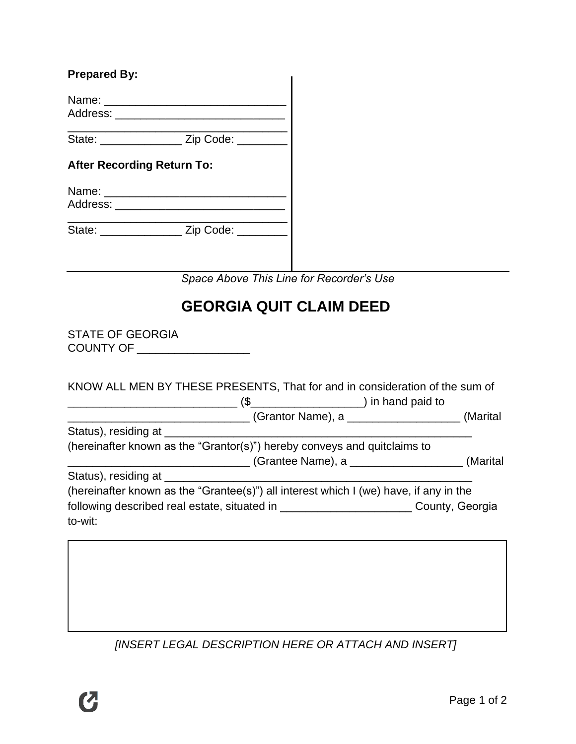**Prepared By:**

Name: ____________________________
Address: ___________________________
__________________________________
State: _____________ Zip Code: ________

**After Recording Return To:**

Name: ____________________________
Address: ___________________________
__________________________________
State: _____________ Zip Code: ________

*Space Above This Line for Recorder's Use*

# GEORGIA QUIT CLAIM DEED

STATE OF GEORGIA
COUNTY OF _________________

KNOW ALL MEN BY THESE PRESENTS, That for and in consideration of the sum of ___________________________ ($_________________) in hand paid to ____________________________ (Grantor Name), a _________________ (Marital Status), residing at ______________________________________________ (hereinafter known as the "Grantor(s)") hereby conveys and quitclaims to ____________________________ (Grantee Name), a _________________ (Marital Status), residing at ______________________________________________ (hereinafter known as the "Grantee(s)") all interest which I (we) have, if any in the following described real estate, situated in ____________________ County, Georgia to-wit:

|  |
| --- |
|  |

*[INSERT LEGAL DESCRIPTION HERE OR ATTACH AND INSERT]*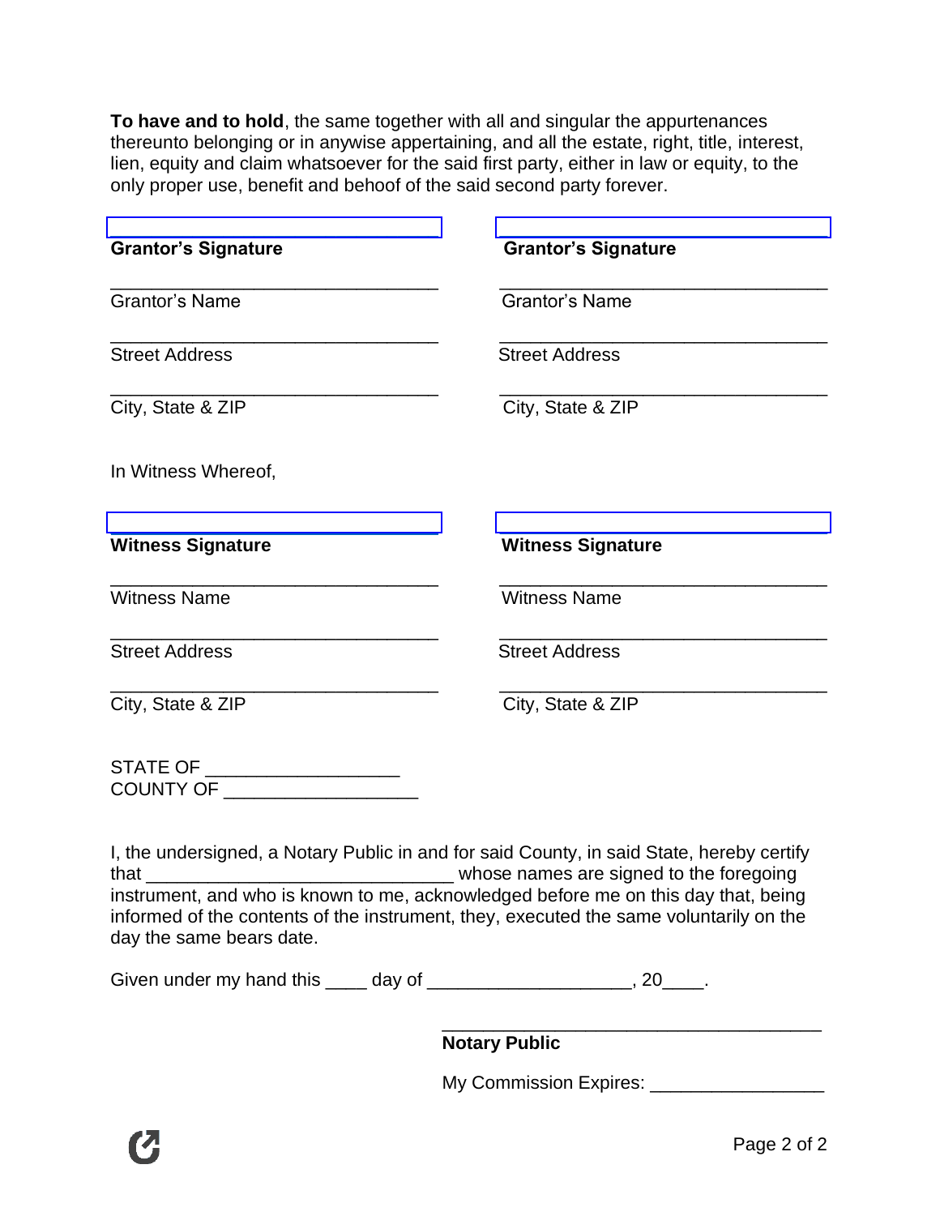**To have and to hold**, the same together with all and singular the appurtenances thereunto belonging or in anywise appertaining, and all the estate, right, title, interest, lien, equity and claim whatsoever for the said first party, either in law or equity, to the only proper use, benefit and behoof of the said second party forever.

| | |
|---|---|
| ________________________________ | ________________________________ |
| **Grantor's Signature** | **Grantor's Signature** |
| ________________________________ | ________________________________ |
| Grantor's Name | Grantor's Name |
| ________________________________ | ________________________________ |
| Street Address | Street Address |
| ________________________________ | ________________________________ |
| City, State & ZIP | City, State & ZIP |

In Witness Whereof,

| | |
|---|---|
| ________________________________ | ________________________________ |
| **Witness Signature** | **Witness Signature** |
| ________________________________ | ________________________________ |
| Witness Name | Witness Name |
| ________________________________ | ________________________________ |
| Street Address | Street Address |
| ________________________________ | ________________________________ |
| City, State & ZIP | City, State & ZIP |

STATE OF ___________________
COUNTY OF ___________________

I, the undersigned, a Notary Public in and for said County, in said State, hereby certify that ______________________________ whose names are signed to the foregoing instrument, and who is known to me, acknowledged before me on this day that, being informed of the contents of the instrument, they, executed the same voluntarily on the day the same bears date.

Given under my hand this ____ day of ____________________, 20____.

_____________________________________
**Notary Public**

My Commission Expires: _________________